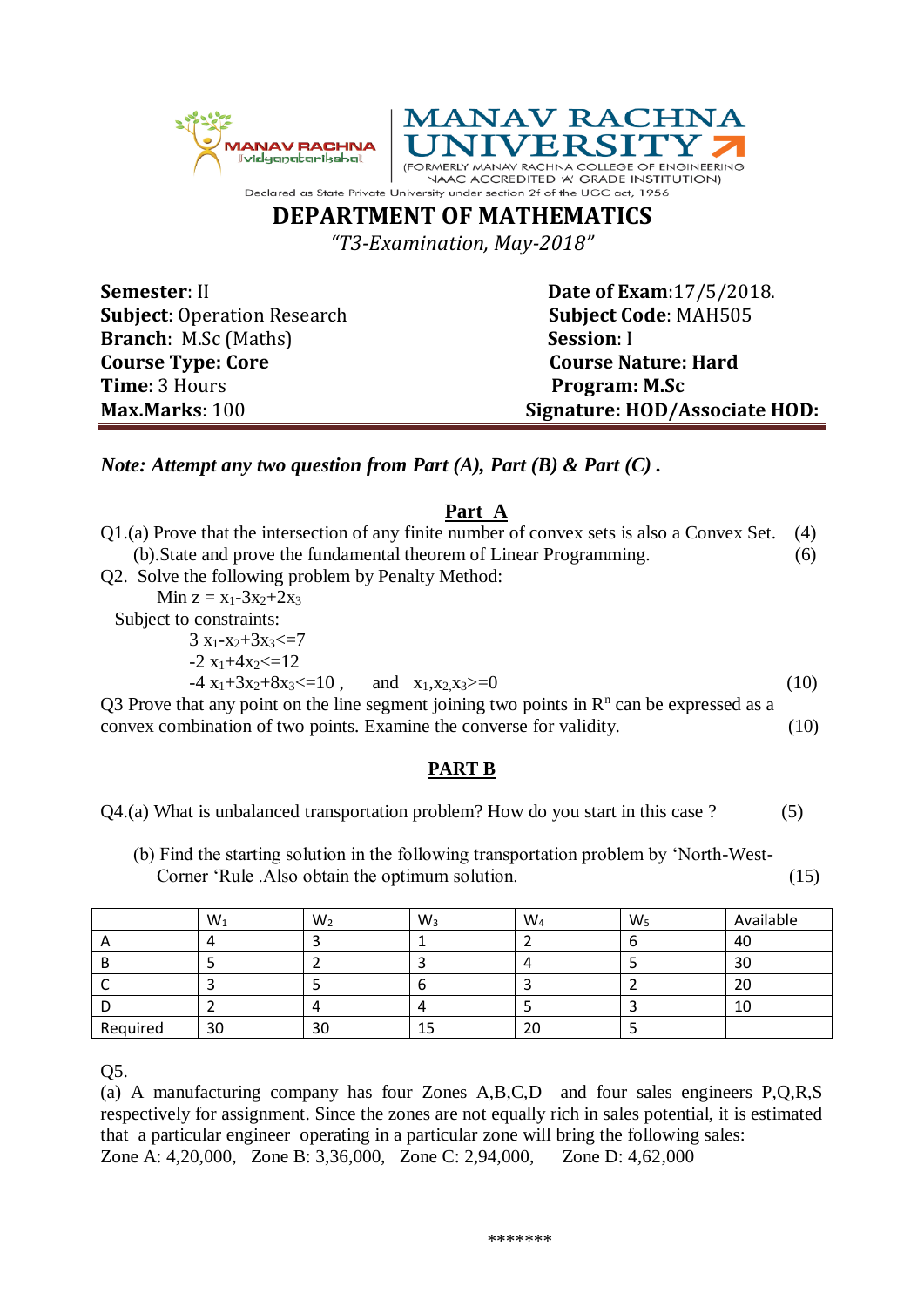MANAV RACHNA Vidyanatariksha

# MANAV RACHNA UNIVERSITY

(FORMERLY MANAV RACHNA COLLEGE OF ENGINEERING NAAC ACCREDITED 'A' GRADE INSTITUTION)

Declared as State Private University under section 2f of the UGC act, 1956

## DEPARTMENT OF MATHEMATICS

*"T3-Examination, May-2018"*

**Semester**: II | **Date of Exam**: 17/5/2018.
**Subject**: Operation Research | **Subject Code**: MAH505
**Branch**: M.Sc (Maths) | **Session**: I
**Course Type: Core** | **Course Nature: Hard**
**Time**: 3 Hours | **Program: M.Sc**
**Max.Marks**: 100 | **Signature: HOD/Associate HOD:**

***Note: Attempt any two question from Part (A), Part (B) & Part (C) .***

### Part A

Q1.(a) Prove that the intersection of any finite number of convex sets is also a Convex Set. (4)

(b).State and prove the fundamental theorem of Linear Programming. (6)

Q2. Solve the following problem by Penalty Method:

Min $z = x_1-3x_2+2x_3$

Subject to constraints:

$3x_1-x_2+3x_3<=7$

$-2x_1+4x_2<=12$

$-4x_1+3x_2+8x_3<=10$ , and $x_1,x_2,x_3>=0$ (10)

Q3 Prove that any point on the line segment joining two points in $R^n$ can be expressed as a convex combination of two points. Examine the converse for validity. (10)

### PART B

Q4.(a) What is unbalanced transportation problem? How do you start in this case ? (5)

(b) Find the starting solution in the following transportation problem by 'North-West-Corner 'Rule .Also obtain the optimum solution. (15)

| | $W_1$ | $W_2$ | $W_3$ | $W_4$ | $W_5$ | Available |
|---|---|---|---|---|---|---|
| A | 4 | 3 | 1 | 2 | 6 | 40 |
| B | 5 | 2 | 3 | 4 | 5 | 30 |
| C | 3 | 5 | 6 | 3 | 2 | 20 |
| D | 2 | 4 | 4 | 5 | 3 | 10 |
| Required | 30 | 30 | 15 | 20 | 5 | |

Q5.

(a) A manufacturing company has four Zones A,B,C,D and four sales engineers P,Q,R,S respectively for assignment. Since the zones are not equally rich in sales potential, it is estimated that a particular engineer operating in a particular zone will bring the following sales:

Zone A: 4,20,000, Zone B: 3,36,000, Zone C: 2,94,000, Zone D: 4,62,000

*******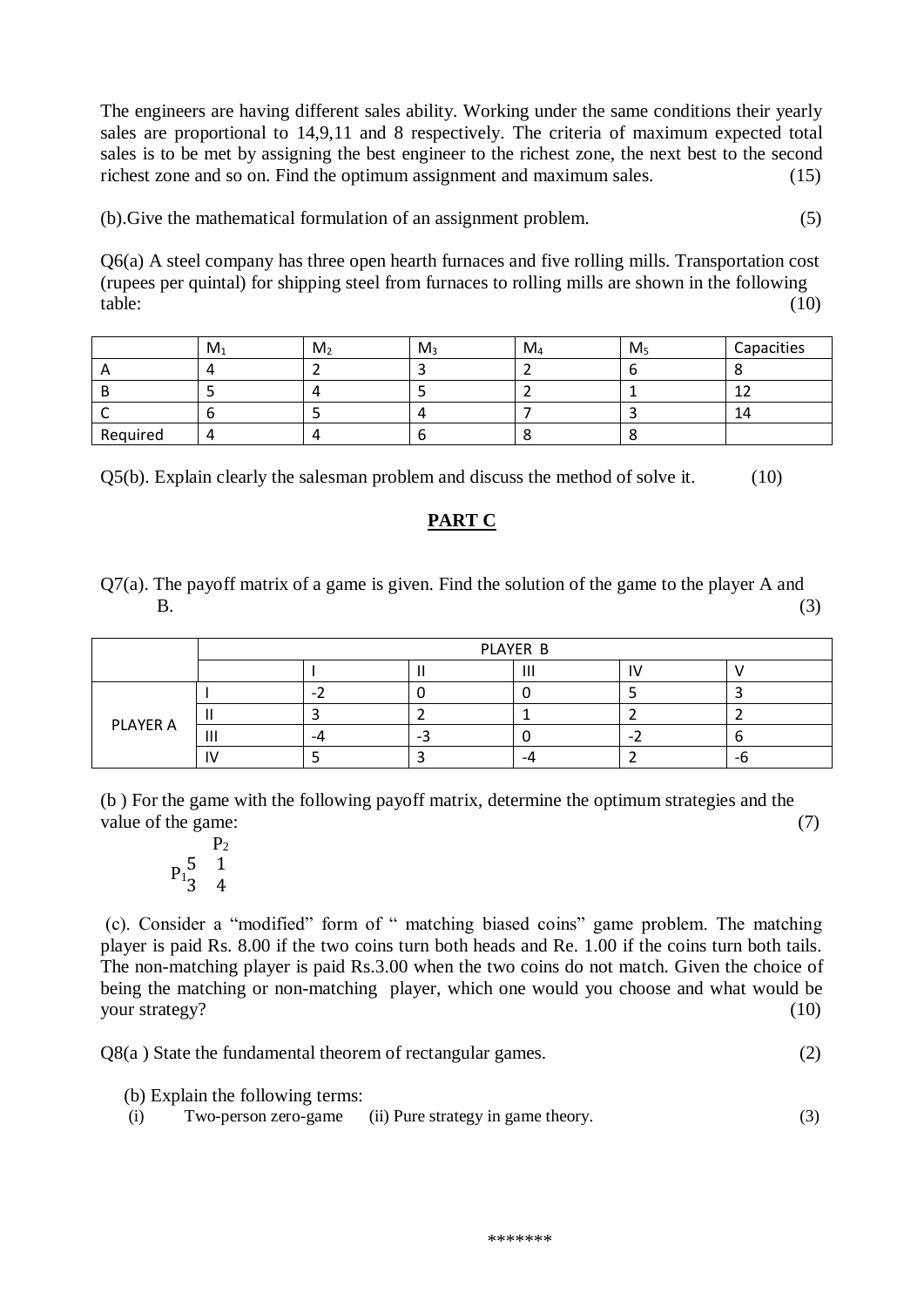The engineers are having different sales ability. Working under the same conditions their yearly sales are proportional to 14,9,11 and 8 respectively. The criteria of maximum expected total sales is to be met by assigning the best engineer to the richest zone, the next best to the second richest zone and so on. Find the optimum assignment and maximum sales. (15)

(b).Give the mathematical formulation of an assignment problem. (5)

Q6(a) A steel company has three open hearth furnaces and five rolling mills. Transportation cost (rupees per quintal) for shipping steel from furnaces to rolling mills are shown in the following table: (10)

| | $M_1$ | $M_2$ | $M_3$ | $M_4$ | $M_5$ | Capacities |
|---|---|---|---|---|---|---|
| A | 4 | 2 | 3 | 2 | 6 | 8 |
| B | 5 | 4 | 5 | 2 | 1 | 12 |
| C | 6 | 5 | 4 | 7 | 3 | 14 |
| Required | 4 | 4 | 6 | 8 | 8 | |

Q5(b). Explain clearly the salesman problem and discuss the method of solve it. (10)

## PART C

Q7(a). The payoff matrix of a game is given. Find the solution of the game to the player A and B. (3)

| | | PLAYER B | | | | |
|---|---|---|---|---|---|---|
| | | I | II | III | IV | V |
| PLAYER A | I | -2 | 0 | 0 | 5 | 3 |
| | II | 3 | 2 | 1 | 2 | 2 |
| | III | -4 | -3 | 0 | -2 | 6 |
| | IV | 5 | 3 | -4 | 2 | -6 |

(b ) For the game with the following payoff matrix, determine the optimum strategies and the value of the game: (7)

$$P_1 \overset{P_2}{\begin{matrix} 5 & 1 \\ 3 & 4 \end{matrix}}$$

(c). Consider a "modified" form of " matching biased coins" game problem. The matching player is paid Rs. 8.00 if the two coins turn both heads and Re. 1.00 if the coins turn both tails. The non-matching player is paid Rs.3.00 when the two coins do not match. Given the choice of being the matching or non-matching player, which one would you choose and what would be your strategy? (10)

Q8(a ) State the fundamental theorem of rectangular games. (2)

(b) Explain the following terms:
(i) Two-person zero-game (ii) Pure strategy in game theory. (3)

*******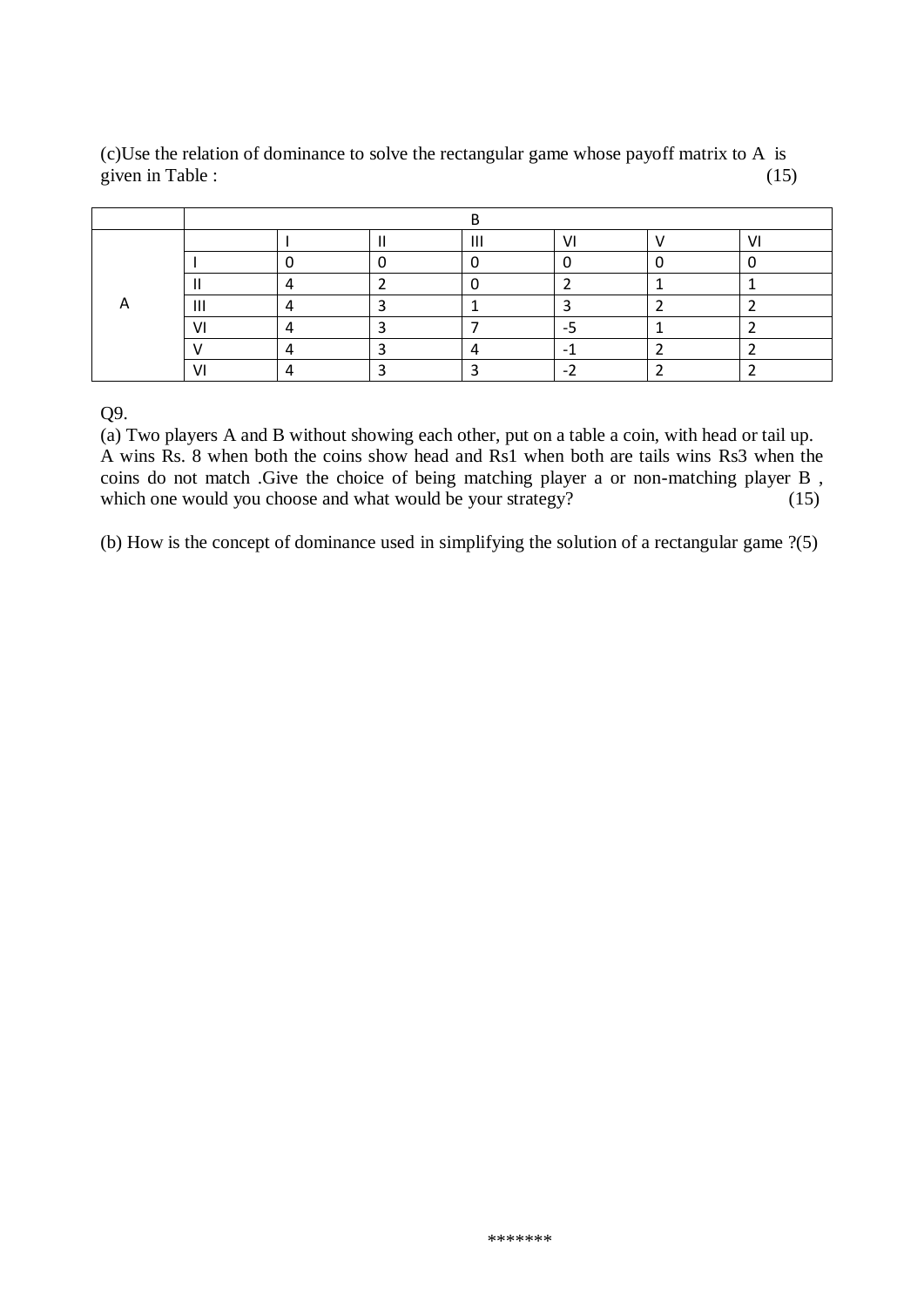(c)Use the relation of dominance to solve the rectangular game whose payoff matrix to A is given in Table : (15)

| | | B | | | | | |
|---|---|---|---|---|---|---|---|
| | | I | II | III | VI | V | VI |
| A | I | 0 | 0 | 0 | 0 | 0 | 0 |
| | II | 4 | 2 | 0 | 2 | 1 | 1 |
| | III | 4 | 3 | 1 | 3 | 2 | 2 |
| | VI | 4 | 3 | 7 | -5 | 1 | 2 |
| | V | 4 | 3 | 4 | -1 | 2 | 2 |
| | VI | 4 | 3 | 3 | -2 | 2 | 2 |

Q9.

(a) Two players A and B without showing each other, put on a table a coin, with head or tail up. A wins Rs. 8 when both the coins show head and Rs1 when both are tails wins Rs3 when the coins do not match .Give the choice of being matching player a or non-matching player B , which one would you choose and what would be your strategy? (15)

(b) How is the concept of dominance used in simplifying the solution of a rectangular game ?(5)

*******